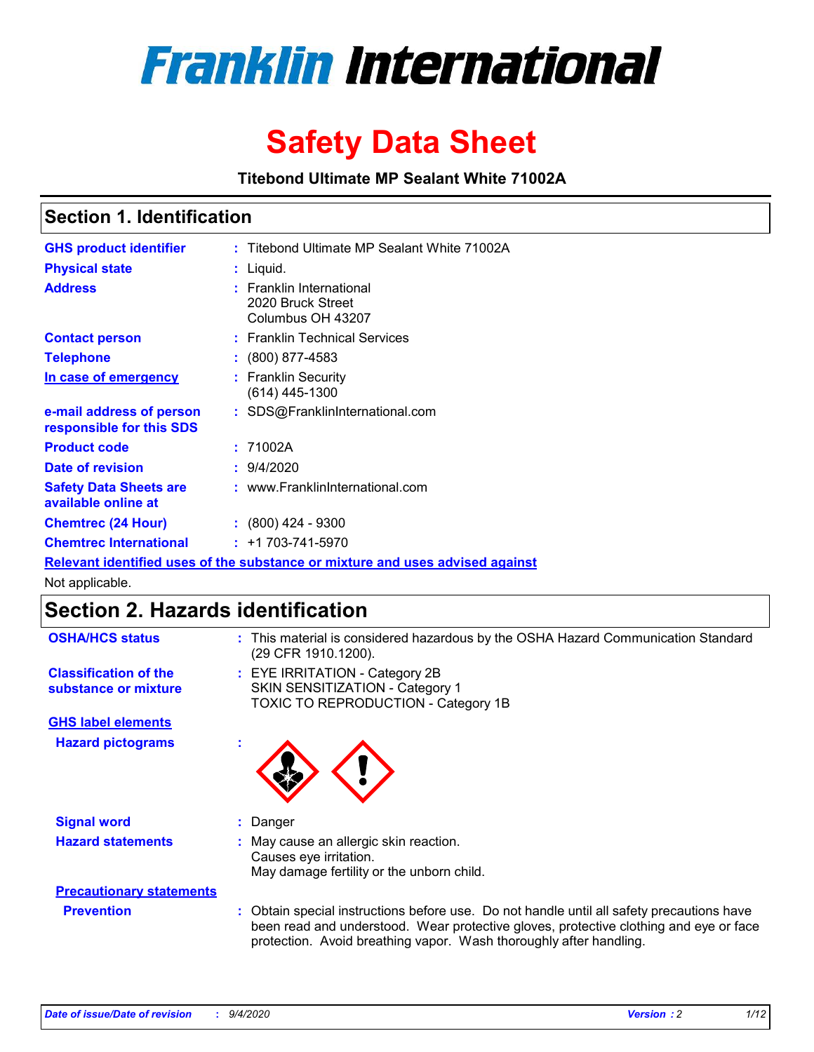# Franklin International

# Safety Data Sheet

**Titebond Ultimate MP Sealant White 71002A**

## Section 1. Identification

| | | |
|---|---|---|
| **GHS product identifier** | : | Titebond Ultimate MP Sealant White 71002A |
| **Physical state** | : | Liquid. |
| **Address** | : | Franklin International<br>2020 Bruck Street<br>Columbus OH 43207 |
| **Contact person** | : | Franklin Technical Services |
| **Telephone** | : | (800) 877-4583 |
| **In case of emergency** | : | Franklin Security<br>(614) 445-1300 |
| **e-mail address of person responsible for this SDS** | : | SDS@FranklinInternational.com |
| **Product code** | : | 71002A |
| **Date of revision** | : | 9/4/2020 |
| **Safety Data Sheets are available online at** | : | www.FranklinInternational.com |
| **Chemtrec (24 Hour)** | : | (800) 424 - 9300 |
| **Chemtrec International** | : | +1 703-741-5970 |

**Relevant identified uses of the substance or mixture and uses advised against**

Not applicable.

## Section 2. Hazards identification

| | | |
|---|---|---|
| **OSHA/HCS status** | : | This material is considered hazardous by the OSHA Hazard Communication Standard (29 CFR 1910.1200). |
| **Classification of the substance or mixture** | : | EYE IRRITATION - Category 2B<br>SKIN SENSITIZATION - Category 1<br>TOXIC TO REPRODUCTION - Category 1B |

**GHS label elements**

| | | |
|---|---|---|
| **Hazard pictograms** | : | |
| **Signal word** | : | Danger |
| **Hazard statements** | : | May cause an allergic skin reaction.<br>Causes eye irritation.<br>May damage fertility or the unborn child. |

**Precautionary statements**

| | | |
|---|---|---|
| **Prevention** | : | Obtain special instructions before use. Do not handle until all safety precautions have been read and understood. Wear protective gloves, protective clothing and eye or face protection. Avoid breathing vapor. Wash thoroughly after handling. |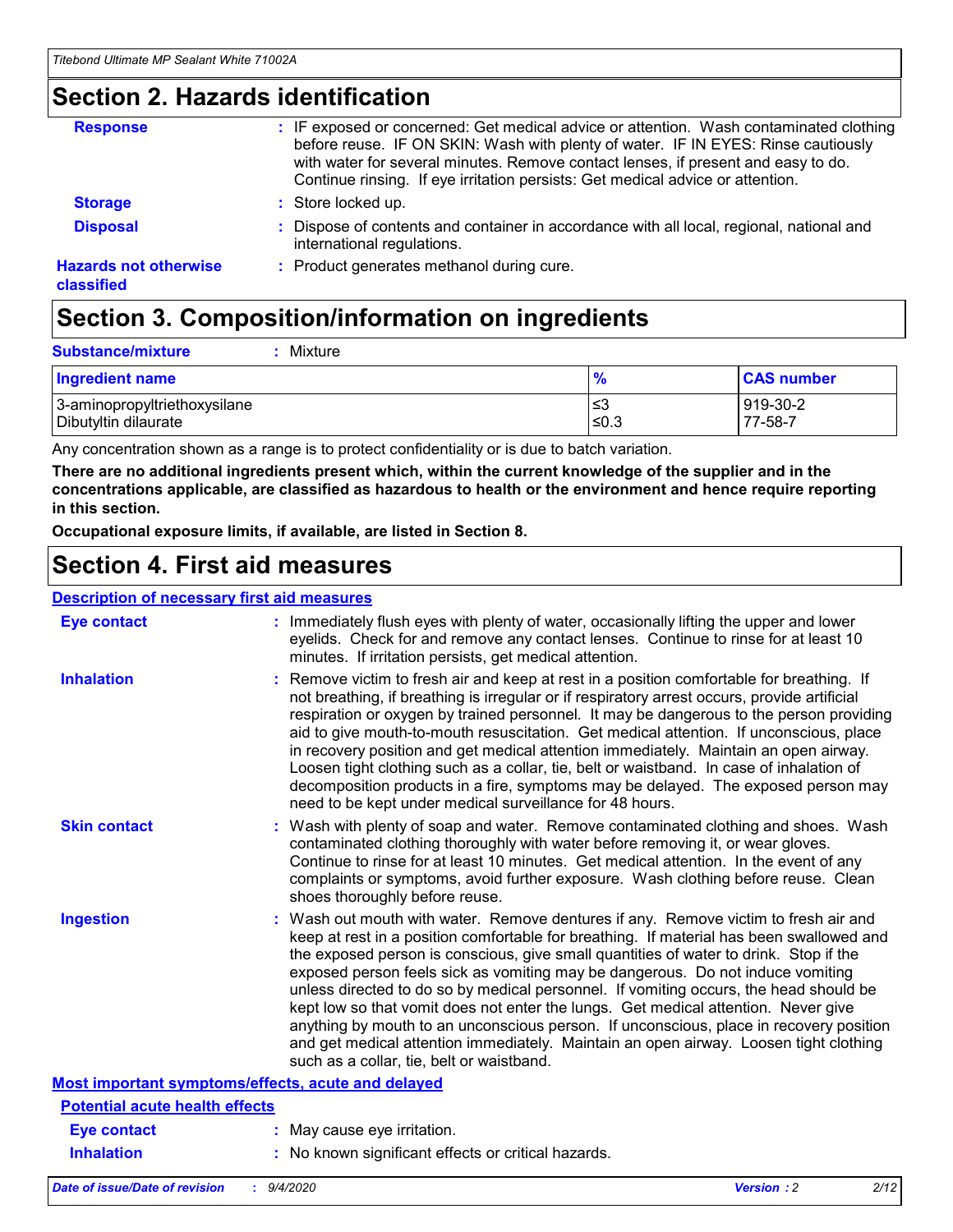## Section 2. Hazards identification

**Response** : IF exposed or concerned: Get medical advice or attention. Wash contaminated clothing before reuse. IF ON SKIN: Wash with plenty of water. IF IN EYES: Rinse cautiously with water for several minutes. Remove contact lenses, if present and easy to do. Continue rinsing. If eye irritation persists: Get medical advice or attention.

**Storage** : Store locked up.

**Disposal** : Dispose of contents and container in accordance with all local, regional, national and international regulations.

**Hazards not otherwise classified** : Product generates methanol during cure.

## Section 3. Composition/information on ingredients

**Substance/mixture** : Mixture

| Ingredient name | % | CAS number |
|---|---|---|
| 3-aminopropyltriethoxysilane | ≤3 | 919-30-2 |
| Dibutyltin dilaurate | ≤0.3 | 77-58-7 |

Any concentration shown as a range is to protect confidentiality or is due to batch variation.

**There are no additional ingredients present which, within the current knowledge of the supplier and in the concentrations applicable, are classified as hazardous to health or the environment and hence require reporting in this section.**

**Occupational exposure limits, if available, are listed in Section 8.**

## Section 4. First aid measures

### Description of necessary first aid measures

**Eye contact** : Immediately flush eyes with plenty of water, occasionally lifting the upper and lower eyelids. Check for and remove any contact lenses. Continue to rinse for at least 10 minutes. If irritation persists, get medical attention.

**Inhalation** : Remove victim to fresh air and keep at rest in a position comfortable for breathing. If not breathing, if breathing is irregular or if respiratory arrest occurs, provide artificial respiration or oxygen by trained personnel. It may be dangerous to the person providing aid to give mouth-to-mouth resuscitation. Get medical attention. If unconscious, place in recovery position and get medical attention immediately. Maintain an open airway. Loosen tight clothing such as a collar, tie, belt or waistband. In case of inhalation of decomposition products in a fire, symptoms may be delayed. The exposed person may need to be kept under medical surveillance for 48 hours.

**Skin contact** : Wash with plenty of soap and water. Remove contaminated clothing and shoes. Wash contaminated clothing thoroughly with water before removing it, or wear gloves. Continue to rinse for at least 10 minutes. Get medical attention. In the event of any complaints or symptoms, avoid further exposure. Wash clothing before reuse. Clean shoes thoroughly before reuse.

**Ingestion** : Wash out mouth with water. Remove dentures if any. Remove victim to fresh air and keep at rest in a position comfortable for breathing. If material has been swallowed and the exposed person is conscious, give small quantities of water to drink. Stop if the exposed person feels sick as vomiting may be dangerous. Do not induce vomiting unless directed to do so by medical personnel. If vomiting occurs, the head should be kept low so that vomit does not enter the lungs. Get medical attention. Never give anything by mouth to an unconscious person. If unconscious, place in recovery position and get medical attention immediately. Maintain an open airway. Loosen tight clothing such as a collar, tie, belt or waistband.

### Most important symptoms/effects, acute and delayed

#### Potential acute health effects

**Eye contact** : May cause eye irritation.

**Inhalation** : No known significant effects or critical hazards.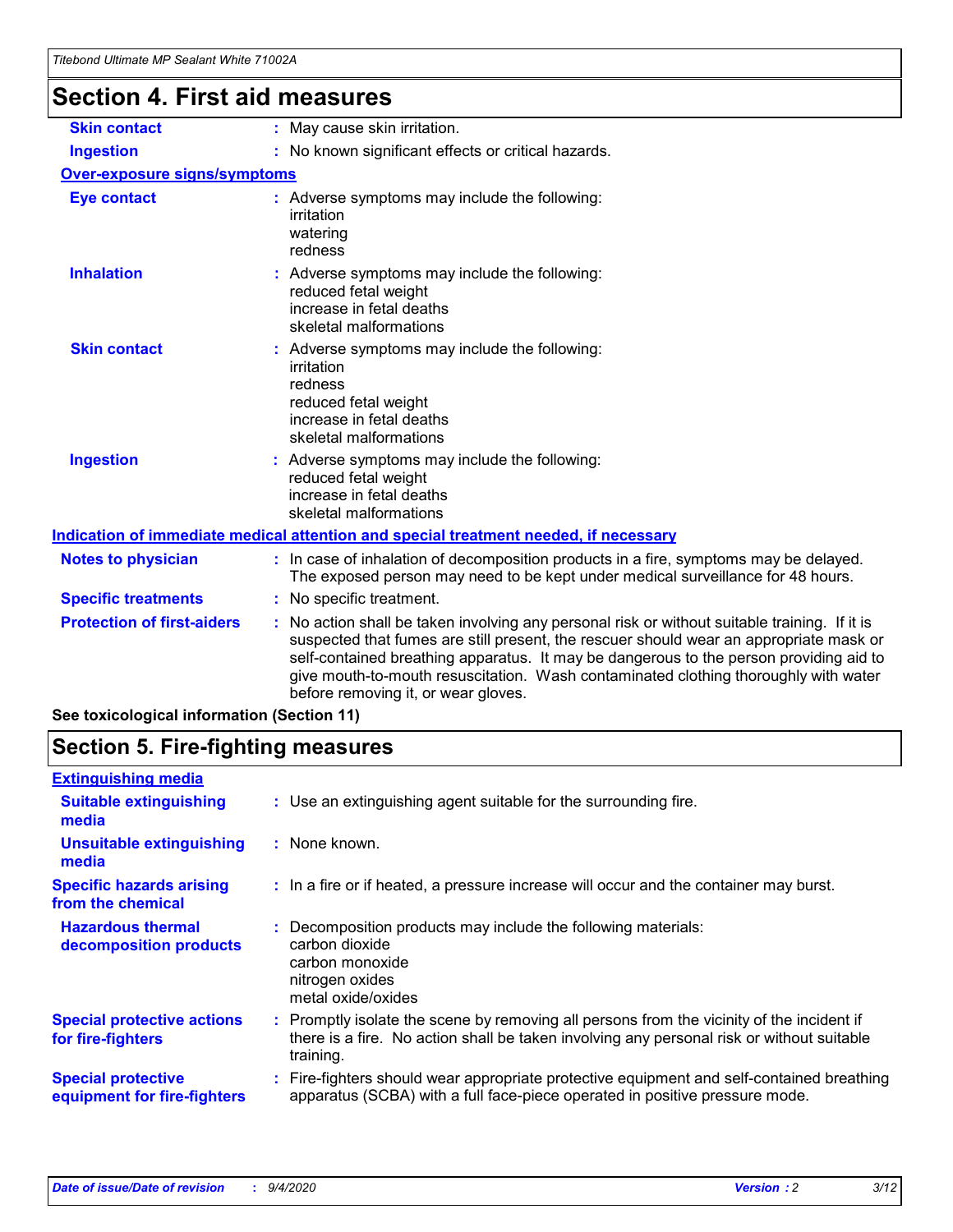## Section 4. First aid measures

| | |
|---|---|
| **Skin contact** | : May cause skin irritation. |
| **Ingestion** | : No known significant effects or critical hazards. |

**Over-exposure signs/symptoms**

| | |
|---|---|
| **Eye contact** | : Adverse symptoms may include the following:<br>irritation<br>watering<br>redness |
| **Inhalation** | : Adverse symptoms may include the following:<br>reduced fetal weight<br>increase in fetal deaths<br>skeletal malformations |
| **Skin contact** | : Adverse symptoms may include the following:<br>irritation<br>redness<br>reduced fetal weight<br>increase in fetal deaths<br>skeletal malformations |
| **Ingestion** | : Adverse symptoms may include the following:<br>reduced fetal weight<br>increase in fetal deaths<br>skeletal malformations |

**Indication of immediate medical attention and special treatment needed, if necessary**

| | |
|---|---|
| **Notes to physician** | : In case of inhalation of decomposition products in a fire, symptoms may be delayed. The exposed person may need to be kept under medical surveillance for 48 hours. |
| **Specific treatments** | : No specific treatment. |
| **Protection of first-aiders** | : No action shall be taken involving any personal risk or without suitable training. If it is suspected that fumes are still present, the rescuer should wear an appropriate mask or self-contained breathing apparatus. It may be dangerous to the person providing aid to give mouth-to-mouth resuscitation. Wash contaminated clothing thoroughly with water before removing it, or wear gloves. |

**See toxicological information (Section 11)**

## Section 5. Fire-fighting measures

**Extinguishing media**

| | |
|---|---|
| **Suitable extinguishing media** | : Use an extinguishing agent suitable for the surrounding fire. |
| **Unsuitable extinguishing media** | : None known. |
| **Specific hazards arising from the chemical** | : In a fire or if heated, a pressure increase will occur and the container may burst. |
| **Hazardous thermal decomposition products** | : Decomposition products may include the following materials:<br>carbon dioxide<br>carbon monoxide<br>nitrogen oxides<br>metal oxide/oxides |
| **Special protective actions for fire-fighters** | : Promptly isolate the scene by removing all persons from the vicinity of the incident if there is a fire. No action shall be taken involving any personal risk or without suitable training. |
| **Special protective equipment for fire-fighters** | : Fire-fighters should wear appropriate protective equipment and self-contained breathing apparatus (SCBA) with a full face-piece operated in positive pressure mode. |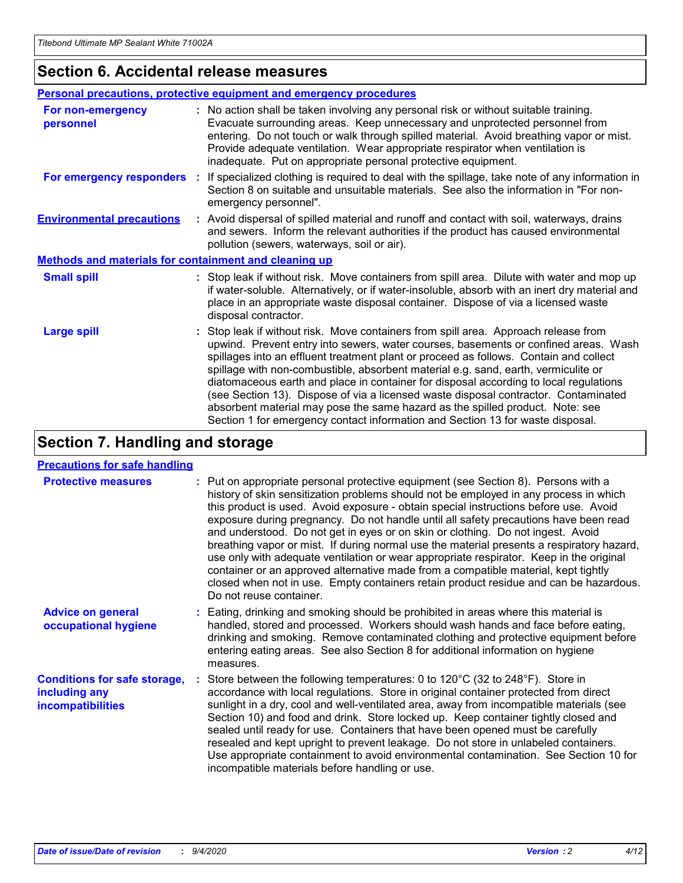## Section 6. Accidental release measures

### Personal precautions, protective equipment and emergency procedures

**For non-emergency personnel** : No action shall be taken involving any personal risk or without suitable training. Evacuate surrounding areas. Keep unnecessary and unprotected personnel from entering. Do not touch or walk through spilled material. Avoid breathing vapor or mist. Provide adequate ventilation. Wear appropriate respirator when ventilation is inadequate. Put on appropriate personal protective equipment.

**For emergency responders** : If specialized clothing is required to deal with the spillage, take note of any information in Section 8 on suitable and unsuitable materials. See also the information in "For non-emergency personnel".

**Environmental precautions** : Avoid dispersal of spilled material and runoff and contact with soil, waterways, drains and sewers. Inform the relevant authorities if the product has caused environmental pollution (sewers, waterways, soil or air).

### Methods and materials for containment and cleaning up

**Small spill** : Stop leak if without risk. Move containers from spill area. Dilute with water and mop up if water-soluble. Alternatively, or if water-insoluble, absorb with an inert dry material and place in an appropriate waste disposal container. Dispose of via a licensed waste disposal contractor.

**Large spill** : Stop leak if without risk. Move containers from spill area. Approach release from upwind. Prevent entry into sewers, water courses, basements or confined areas. Wash spillages into an effluent treatment plant or proceed as follows. Contain and collect spillage with non-combustible, absorbent material e.g. sand, earth, vermiculite or diatomaceous earth and place in container for disposal according to local regulations (see Section 13). Dispose of via a licensed waste disposal contractor. Contaminated absorbent material may pose the same hazard as the spilled product. Note: see Section 1 for emergency contact information and Section 13 for waste disposal.

## Section 7. Handling and storage

### Precautions for safe handling

**Protective measures** : Put on appropriate personal protective equipment (see Section 8). Persons with a history of skin sensitization problems should not be employed in any process in which this product is used. Avoid exposure - obtain special instructions before use. Avoid exposure during pregnancy. Do not handle until all safety precautions have been read and understood. Do not get in eyes or on skin or clothing. Do not ingest. Avoid breathing vapor or mist. If during normal use the material presents a respiratory hazard, use only with adequate ventilation or wear appropriate respirator. Keep in the original container or an approved alternative made from a compatible material, kept tightly closed when not in use. Empty containers retain product residue and can be hazardous. Do not reuse container.

**Advice on general occupational hygiene** : Eating, drinking and smoking should be prohibited in areas where this material is handled, stored and processed. Workers should wash hands and face before eating, drinking and smoking. Remove contaminated clothing and protective equipment before entering eating areas. See also Section 8 for additional information on hygiene measures.

**Conditions for safe storage, including any incompatibilities** : Store between the following temperatures: 0 to 120°C (32 to 248°F). Store in accordance with local regulations. Store in original container protected from direct sunlight in a dry, cool and well-ventilated area, away from incompatible materials (see Section 10) and food and drink. Store locked up. Keep container tightly closed and sealed until ready for use. Containers that have been opened must be carefully resealed and kept upright to prevent leakage. Do not store in unlabeled containers. Use appropriate containment to avoid environmental contamination. See Section 10 for incompatible materials before handling or use.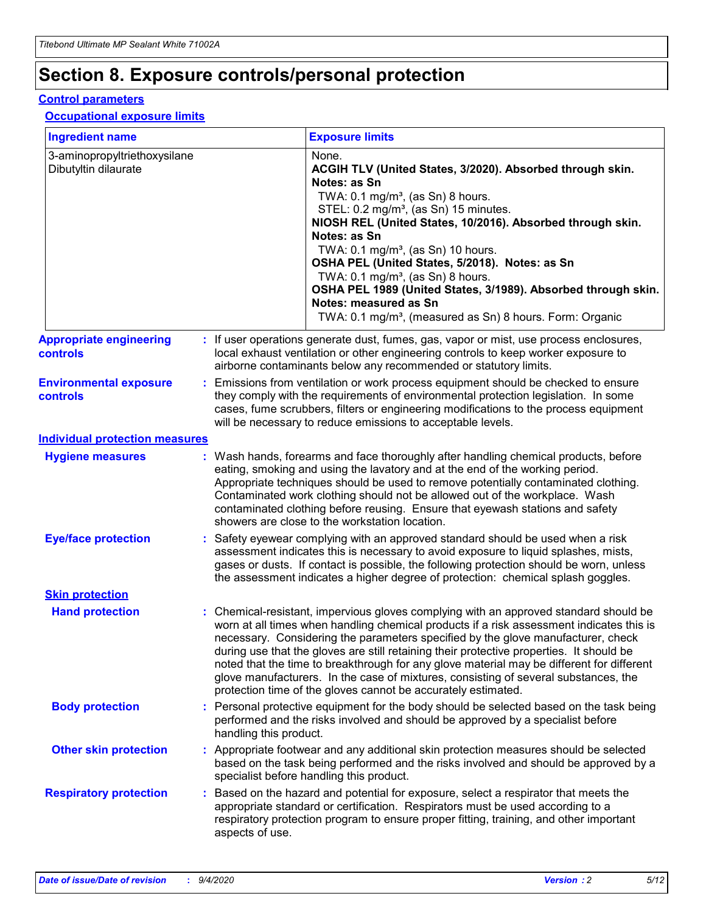# Section 8. Exposure controls/personal protection

## Control parameters

### Occupational exposure limits

| Ingredient name | Exposure limits |
| --- | --- |
| 3-aminopropyltriethoxysilane | None. |
| Dibutyltin dilaurate | **ACGIH TLV (United States, 3/2020). Absorbed through skin. Notes: as Sn**<br>TWA: 0.1 mg/m³, (as Sn) 8 hours.<br>STEL: 0.2 mg/m³, (as Sn) 15 minutes.<br>**NIOSH REL (United States, 10/2016). Absorbed through skin. Notes: as Sn**<br>TWA: 0.1 mg/m³, (as Sn) 10 hours.<br>**OSHA PEL (United States, 5/2018). Notes: as Sn**<br>TWA: 0.1 mg/m³, (as Sn) 8 hours.<br>**OSHA PEL 1989 (United States, 3/1989). Absorbed through skin. Notes: measured as Sn**<br>TWA: 0.1 mg/m³, (measured as Sn) 8 hours. Form: Organic |

**Appropriate engineering controls** : If user operations generate dust, fumes, gas, vapor or mist, use process enclosures, local exhaust ventilation or other engineering controls to keep worker exposure to airborne contaminants below any recommended or statutory limits.

**Environmental exposure controls** : Emissions from ventilation or work process equipment should be checked to ensure they comply with the requirements of environmental protection legislation. In some cases, fume scrubbers, filters or engineering modifications to the process equipment will be necessary to reduce emissions to acceptable levels.

## Individual protection measures

**Hygiene measures** : Wash hands, forearms and face thoroughly after handling chemical products, before eating, smoking and using the lavatory and at the end of the working period. Appropriate techniques should be used to remove potentially contaminated clothing. Contaminated work clothing should not be allowed out of the workplace. Wash contaminated clothing before reusing. Ensure that eyewash stations and safety showers are close to the workstation location.

**Eye/face protection** : Safety eyewear complying with an approved standard should be used when a risk assessment indicates this is necessary to avoid exposure to liquid splashes, mists, gases or dusts. If contact is possible, the following protection should be worn, unless the assessment indicates a higher degree of protection: chemical splash goggles.

### Skin protection

**Hand protection** : Chemical-resistant, impervious gloves complying with an approved standard should be worn at all times when handling chemical products if a risk assessment indicates this is necessary. Considering the parameters specified by the glove manufacturer, check during use that the gloves are still retaining their protective properties. It should be noted that the time to breakthrough for any glove material may be different for different glove manufacturers. In the case of mixtures, consisting of several substances, the protection time of the gloves cannot be accurately estimated.

**Body protection** : Personal protective equipment for the body should be selected based on the task being performed and the risks involved and should be approved by a specialist before handling this product.

**Other skin protection** : Appropriate footwear and any additional skin protection measures should be selected based on the task being performed and the risks involved and should be approved by a specialist before handling this product.

**Respiratory protection** : Based on the hazard and potential for exposure, select a respirator that meets the appropriate standard or certification. Respirators must be used according to a respiratory protection program to ensure proper fitting, training, and other important aspects of use.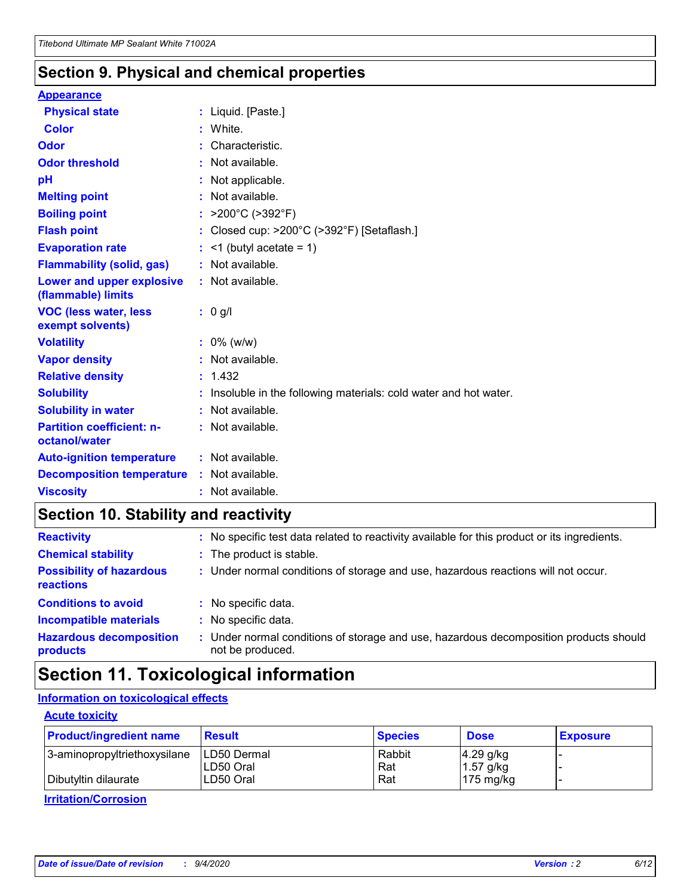## Section 9. Physical and chemical properties

**Appearance**

| | |
|---|---|
| **Physical state** | : Liquid. [Paste.] |
| **Color** | : White. |
| **Odor** | : Characteristic. |
| **Odor threshold** | : Not available. |
| **pH** | : Not applicable. |
| **Melting point** | : Not available. |
| **Boiling point** | : >200°C (>392°F) |
| **Flash point** | : Closed cup: >200°C (>392°F) [Setaflash.] |
| **Evaporation rate** | : <1 (butyl acetate = 1) |
| **Flammability (solid, gas)** | : Not available. |
| **Lower and upper explosive (flammable) limits** | : Not available. |
| **VOC (less water, less exempt solvents)** | : 0 g/l |
| **Volatility** | : 0% (w/w) |
| **Vapor density** | : Not available. |
| **Relative density** | : 1.432 |
| **Solubility** | : Insoluble in the following materials: cold water and hot water. |
| **Solubility in water** | : Not available. |
| **Partition coefficient: n-octanol/water** | : Not available. |
| **Auto-ignition temperature** | : Not available. |
| **Decomposition temperature** | : Not available. |
| **Viscosity** | : Not available. |

## Section 10. Stability and reactivity

| | |
|---|---|
| **Reactivity** | : No specific test data related to reactivity available for this product or its ingredients. |
| **Chemical stability** | : The product is stable. |
| **Possibility of hazardous reactions** | : Under normal conditions of storage and use, hazardous reactions will not occur. |
| **Conditions to avoid** | : No specific data. |
| **Incompatible materials** | : No specific data. |
| **Hazardous decomposition products** | : Under normal conditions of storage and use, hazardous decomposition products should not be produced. |

## Section 11. Toxicological information

**Information on toxicological effects**

**Acute toxicity**

| Product/ingredient name | Result | Species | Dose | Exposure |
|---|---|---|---|---|
| 3-aminopropyltriethoxysilane | LD50 Dermal | Rabbit | 4.29 g/kg | - |
| | LD50 Oral | Rat | 1.57 g/kg | - |
| Dibutyltin dilaurate | LD50 Oral | Rat | 175 mg/kg | - |

**Irritation/Corrosion**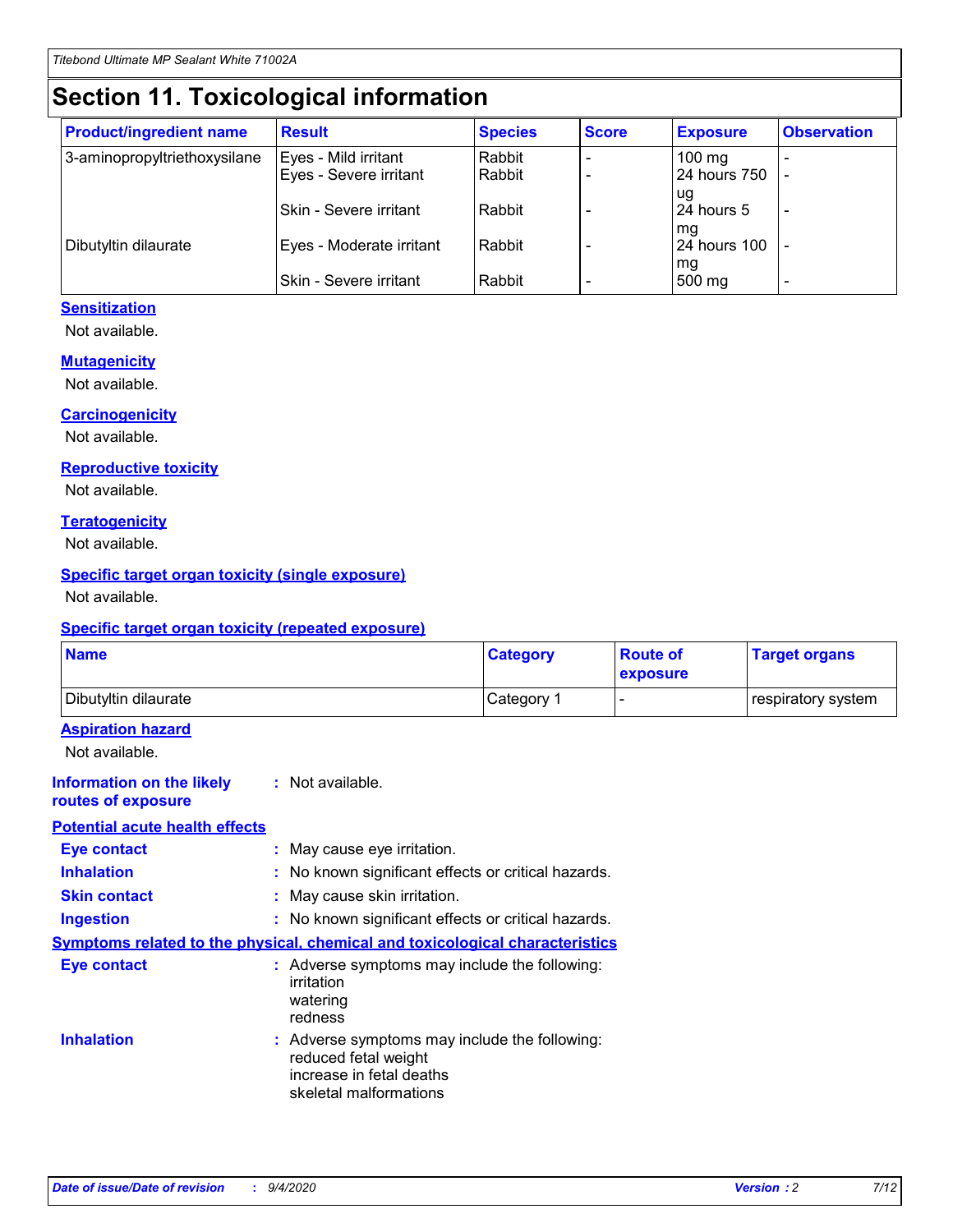# Section 11. Toxicological information

| Product/ingredient name | Result | Species | Score | Exposure | Observation |
|---|---|---|---|---|---|
| 3-aminopropyltriethoxysilane | Eyes - Mild irritant | Rabbit | - | 100 mg | - |
| | Eyes - Severe irritant | Rabbit | - | 24 hours 750 ug | - |
| | Skin - Severe irritant | Rabbit | - | 24 hours 5 mg | - |
| Dibutyltin dilaurate | Eyes - Moderate irritant | Rabbit | - | 24 hours 100 mg | - |
| | Skin - Severe irritant | Rabbit | - | 500 mg | - |

### Sensitization

Not available.

### Mutagenicity

Not available.

### Carcinogenicity

Not available.

### Reproductive toxicity

Not available.

### Teratogenicity

Not available.

### Specific target organ toxicity (single exposure)

Not available.

### Specific target organ toxicity (repeated exposure)

| Name | Category | Route of exposure | Target organs |
|---|---|---|---|
| Dibutyltin dilaurate | Category 1 | - | respiratory system |

### Aspiration hazard

Not available.

**Information on the likely routes of exposure** : Not available.

### Potential acute health effects

**Eye contact** : May cause eye irritation.

**Inhalation** : No known significant effects or critical hazards.

**Skin contact** : May cause skin irritation.

**Ingestion** : No known significant effects or critical hazards.

### Symptoms related to the physical, chemical and toxicological characteristics

**Eye contact** : Adverse symptoms may include the following:
irritation
watering
redness

**Inhalation** : Adverse symptoms may include the following:
reduced fetal weight
increase in fetal deaths
skeletal malformations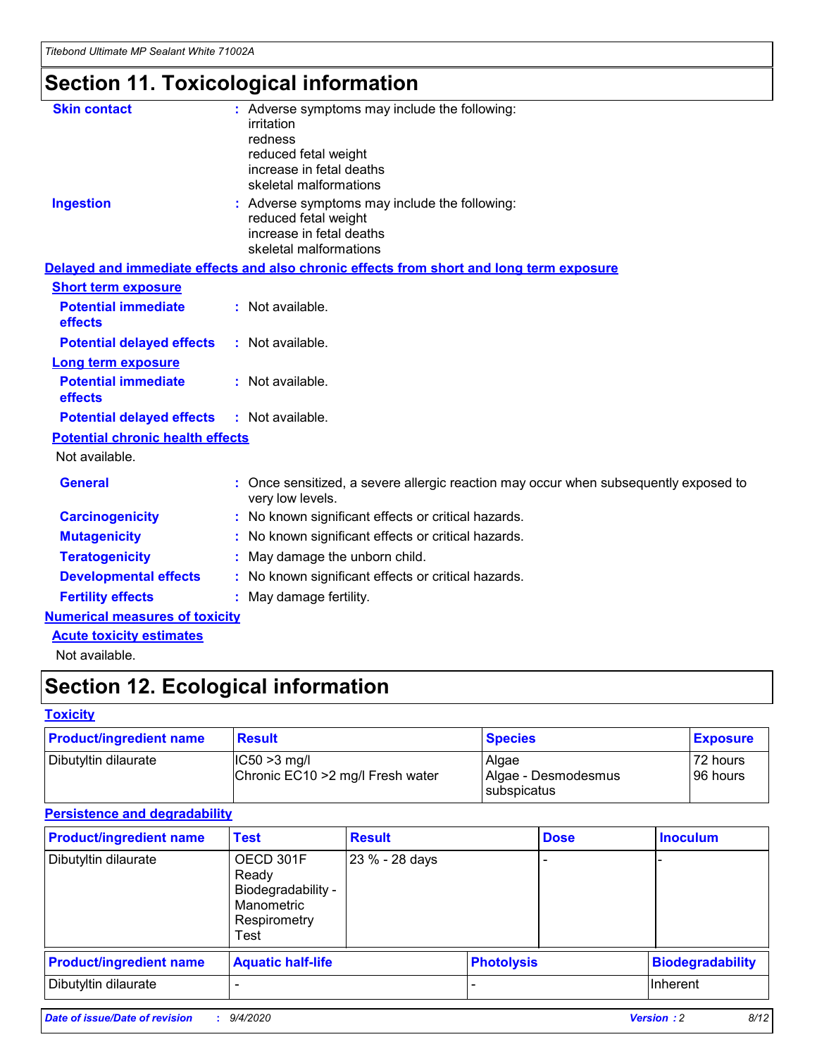# Section 11. Toxicological information

**Skin contact** : Adverse symptoms may include the following:
irritation
redness
reduced fetal weight
increase in fetal deaths
skeletal malformations

**Ingestion** : Adverse symptoms may include the following:
reduced fetal weight
increase in fetal deaths
skeletal malformations

**Delayed and immediate effects and also chronic effects from short and long term exposure**

**Short term exposure**

**Potential immediate effects** : Not available.

**Potential delayed effects** : Not available.

**Long term exposure**

**Potential immediate effects** : Not available.

**Potential delayed effects** : Not available.

**Potential chronic health effects**

Not available.

**General** : Once sensitized, a severe allergic reaction may occur when subsequently exposed to very low levels.

**Carcinogenicity** : No known significant effects or critical hazards.

**Mutagenicity** : No known significant effects or critical hazards.

**Teratogenicity** : May damage the unborn child.

**Developmental effects** : No known significant effects or critical hazards.

**Fertility effects** : May damage fertility.

**Numerical measures of toxicity**

**Acute toxicity estimates**

Not available.

# Section 12. Ecological information

**Toxicity**

| Product/ingredient name | Result | Species | Exposure |
|---|---|---|---|
| Dibutyltin dilaurate | IC50 >3 mg/l<br>Chronic EC10 >2 mg/l Fresh water | Algae<br>Algae - Desmodesmus subspicatus | 72 hours<br>96 hours |

**Persistence and degradability**

| Product/ingredient name | Test | Result | Dose | Inoculum |
|---|---|---|---|---|
| Dibutyltin dilaurate | OECD 301F Ready Biodegradability - Manometric Respirometry Test | 23 % - 28 days | - | - |

| Product/ingredient name | Aquatic half-life | Photolysis | Biodegradability |
|---|---|---|---|
| Dibutyltin dilaurate | - | - | Inherent |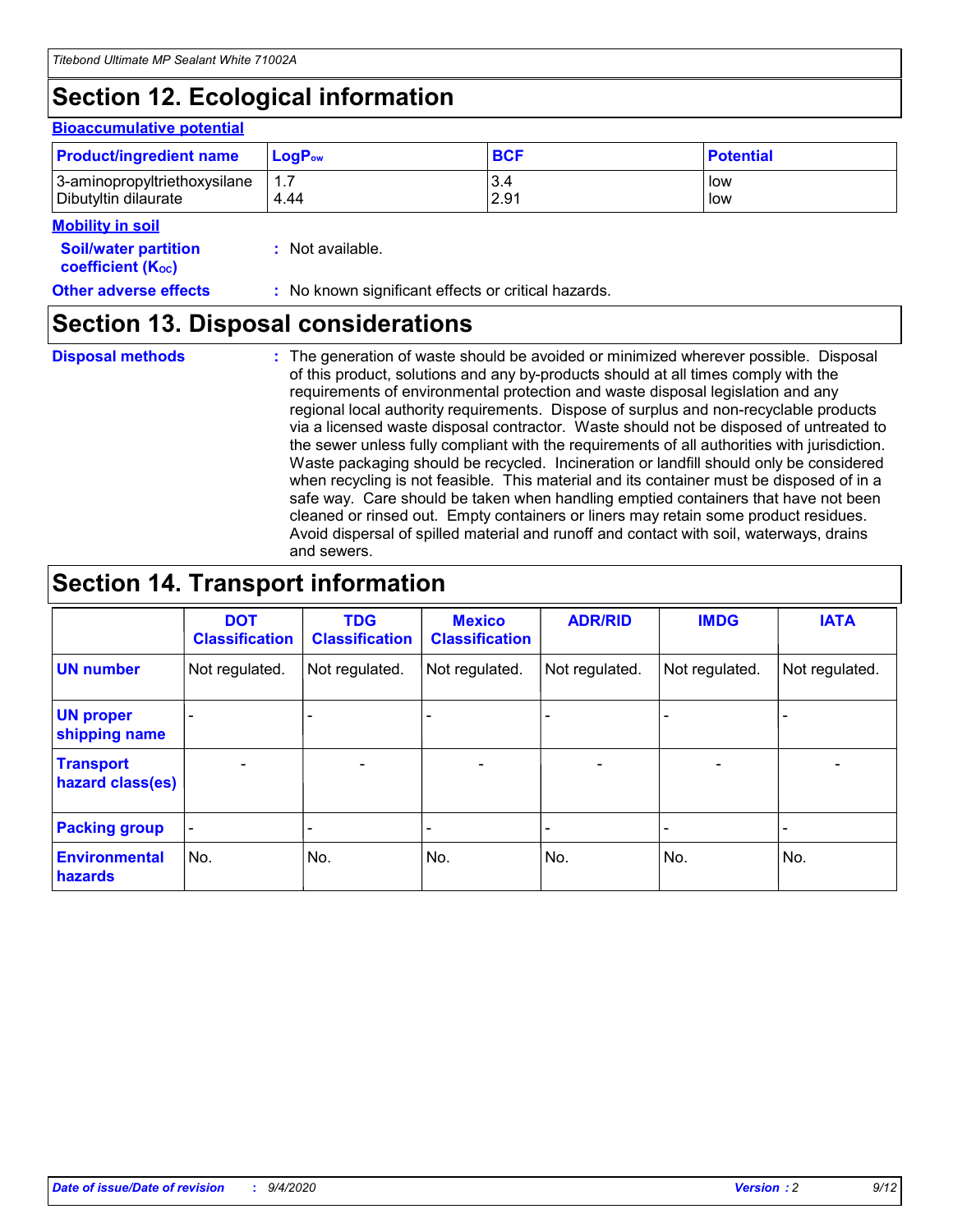# Section 12. Ecological information

### Bioaccumulative potential

| Product/ingredient name | $LogP_{ow}$ | BCF | Potential |
|---|---|---|---|
| 3-aminopropyltriethoxysilane | 1.7 | 3.4 | low |
| Dibutyltin dilaurate | 4.44 | 2.91 | low |

### Mobility in soil

**Soil/water partition coefficient ($K_{OC}$)** : Not available.

**Other adverse effects** : No known significant effects or critical hazards.

# Section 13. Disposal considerations

**Disposal methods** : The generation of waste should be avoided or minimized wherever possible. Disposal of this product, solutions and any by-products should at all times comply with the requirements of environmental protection and waste disposal legislation and any regional local authority requirements. Dispose of surplus and non-recyclable products via a licensed waste disposal contractor. Waste should not be disposed of untreated to the sewer unless fully compliant with the requirements of all authorities with jurisdiction. Waste packaging should be recycled. Incineration or landfill should only be considered when recycling is not feasible. This material and its container must be disposed of in a safe way. Care should be taken when handling emptied containers that have not been cleaned or rinsed out. Empty containers or liners may retain some product residues. Avoid dispersal of spilled material and runoff and contact with soil, waterways, drains and sewers.

# Section 14. Transport information

| | DOT Classification | TDG Classification | Mexico Classification | ADR/RID | IMDG | IATA |
|---|---|---|---|---|---|---|
| UN number | Not regulated. | Not regulated. | Not regulated. | Not regulated. | Not regulated. | Not regulated. |
| UN proper shipping name | - | - | - | - | - | - |
| Transport hazard class(es) | - | - | - | - | - | - |
| Packing group | - | - | - | - | - | - |
| Environmental hazards | No. | No. | No. | No. | No. | No. |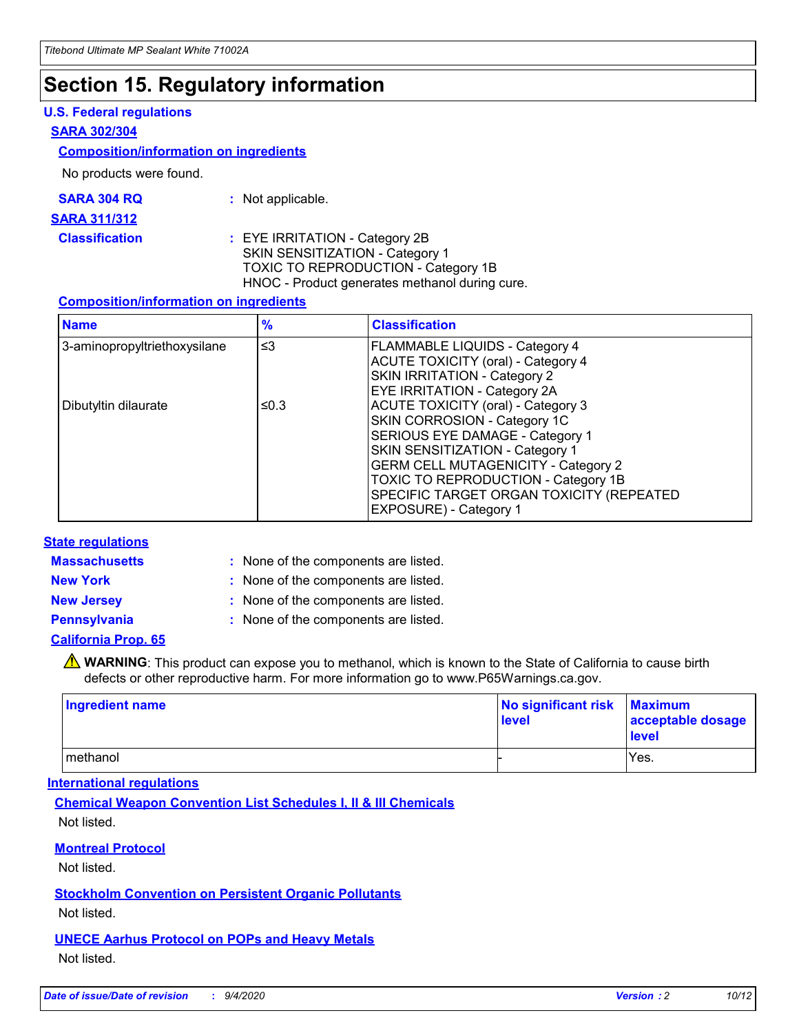# Section 15. Regulatory information

### U.S. Federal regulations

#### SARA 302/304

**Composition/information on ingredients**

No products were found.

**SARA 304 RQ** : Not applicable.

#### SARA 311/312

**Classification** : EYE IRRITATION - Category 2B
SKIN SENSITIZATION - Category 1
TOXIC TO REPRODUCTION - Category 1B
HNOC - Product generates methanol during cure.

**Composition/information on ingredients**

| Name | % | Classification |
| --- | --- | --- |
| 3-aminopropyltriethoxysilane | ≤3 | FLAMMABLE LIQUIDS - Category 4<br>ACUTE TOXICITY (oral) - Category 4<br>SKIN IRRITATION - Category 2<br>EYE IRRITATION - Category 2A |
| Dibutyltin dilaurate | ≤0.3 | ACUTE TOXICITY (oral) - Category 3<br>SKIN CORROSION - Category 1C<br>SERIOUS EYE DAMAGE - Category 1<br>SKIN SENSITIZATION - Category 1<br>GERM CELL MUTAGENICITY - Category 2<br>TOXIC TO REPRODUCTION - Category 1B<br>SPECIFIC TARGET ORGAN TOXICITY (REPEATED EXPOSURE) - Category 1 |

### State regulations

**Massachusetts** : None of the components are listed.

**New York** : None of the components are listed.

**New Jersey** : None of the components are listed.

**Pennsylvania** : None of the components are listed.

#### California Prop. 65

⚠ **WARNING**: This product can expose you to methanol, which is known to the State of California to cause birth defects or other reproductive harm. For more information go to www.P65Warnings.ca.gov.

| Ingredient name | No significant risk level | Maximum acceptable dosage level |
| --- | --- | --- |
| methanol | - | Yes. |

### International regulations

**Chemical Weapon Convention List Schedules I, II & III Chemicals**

Not listed.

**Montreal Protocol**

Not listed.

**Stockholm Convention on Persistent Organic Pollutants**

Not listed.

**UNECE Aarhus Protocol on POPs and Heavy Metals**

Not listed.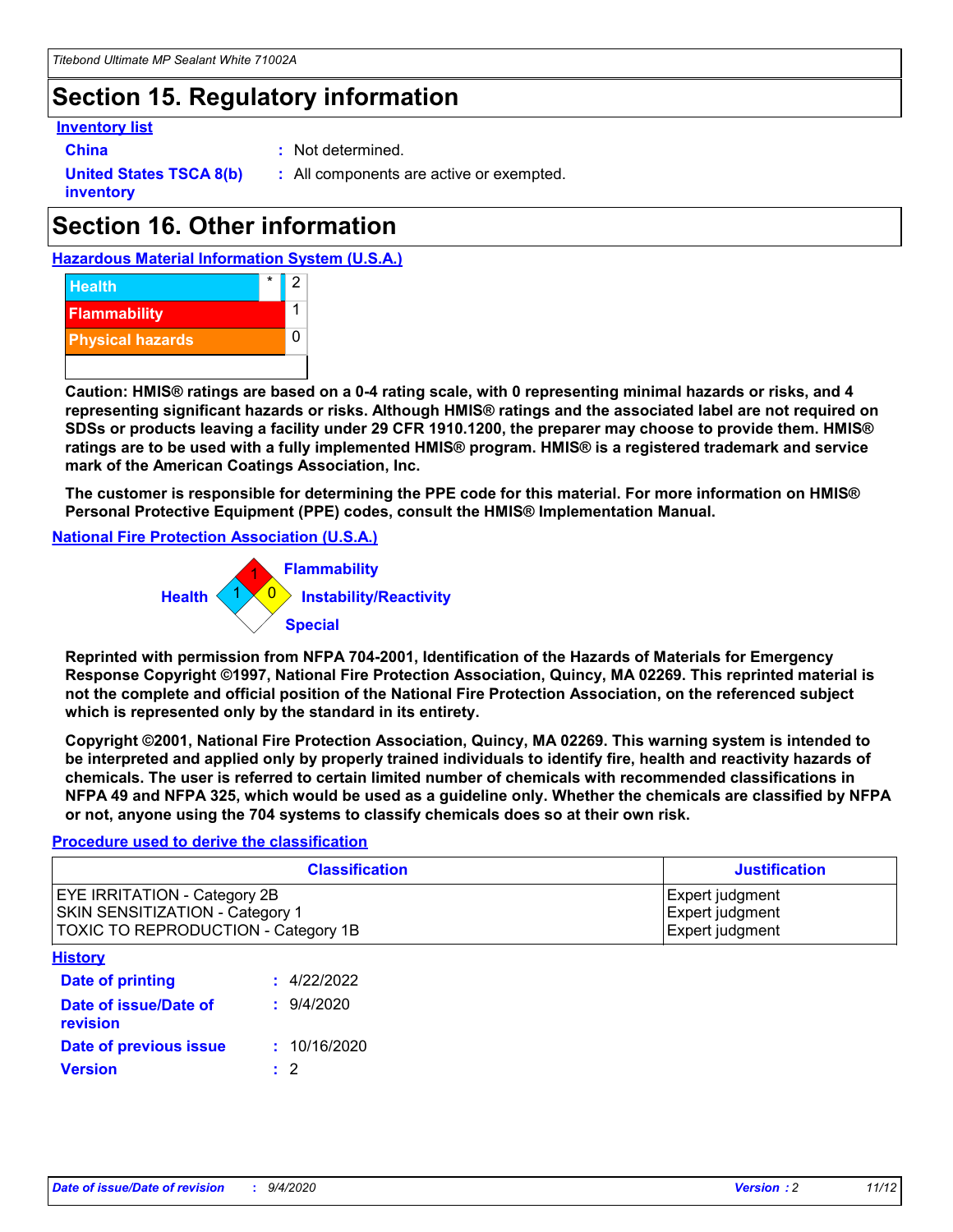## Section 15. Regulatory information

**Inventory list**

**China** : Not determined.

**United States TSCA 8(b) inventory** : All components are active or exempted.

## Section 16. Other information

**Hazardous Material Information System (U.S.A.)**

| | | |
|---|---|---|
| Health | * | 2 |
| Flammability | | 1 |
| Physical hazards | | 0 |

**Caution: HMIS® ratings are based on a 0-4 rating scale, with 0 representing minimal hazards or risks, and 4 representing significant hazards or risks. Although HMIS® ratings and the associated label are not required on SDSs or products leaving a facility under 29 CFR 1910.1200, the preparer may choose to provide them. HMIS® ratings are to be used with a fully implemented HMIS® program. HMIS® is a registered trademark and service mark of the American Coatings Association, Inc.**

**The customer is responsible for determining the PPE code for this material. For more information on HMIS® Personal Protective Equipment (PPE) codes, consult the HMIS® Implementation Manual.**

**National Fire Protection Association (U.S.A.)**

Flammability: 1
Health: 1
Instability/Reactivity: 0
Special:

**Reprinted with permission from NFPA 704-2001, Identification of the Hazards of Materials for Emergency Response Copyright ©1997, National Fire Protection Association, Quincy, MA 02269. This reprinted material is not the complete and official position of the National Fire Protection Association, on the referenced subject which is represented only by the standard in its entirety.**

**Copyright ©2001, National Fire Protection Association, Quincy, MA 02269. This warning system is intended to be interpreted and applied only by properly trained individuals to identify fire, health and reactivity hazards of chemicals. The user is referred to certain limited number of chemicals with recommended classifications in NFPA 49 and NFPA 325, which would be used as a guideline only. Whether the chemicals are classified by NFPA or not, anyone using the 704 systems to classify chemicals does so at their own risk.**

**Procedure used to derive the classification**

| Classification | Justification |
|---|---|
| EYE IRRITATION - Category 2B | Expert judgment |
| SKIN SENSITIZATION - Category 1 | Expert judgment |
| TOXIC TO REPRODUCTION - Category 1B | Expert judgment |

**History**

**Date of printing** : 4/22/2022

**Date of issue/Date of revision** : 9/4/2020

**Date of previous issue** : 10/16/2020

**Version** : 2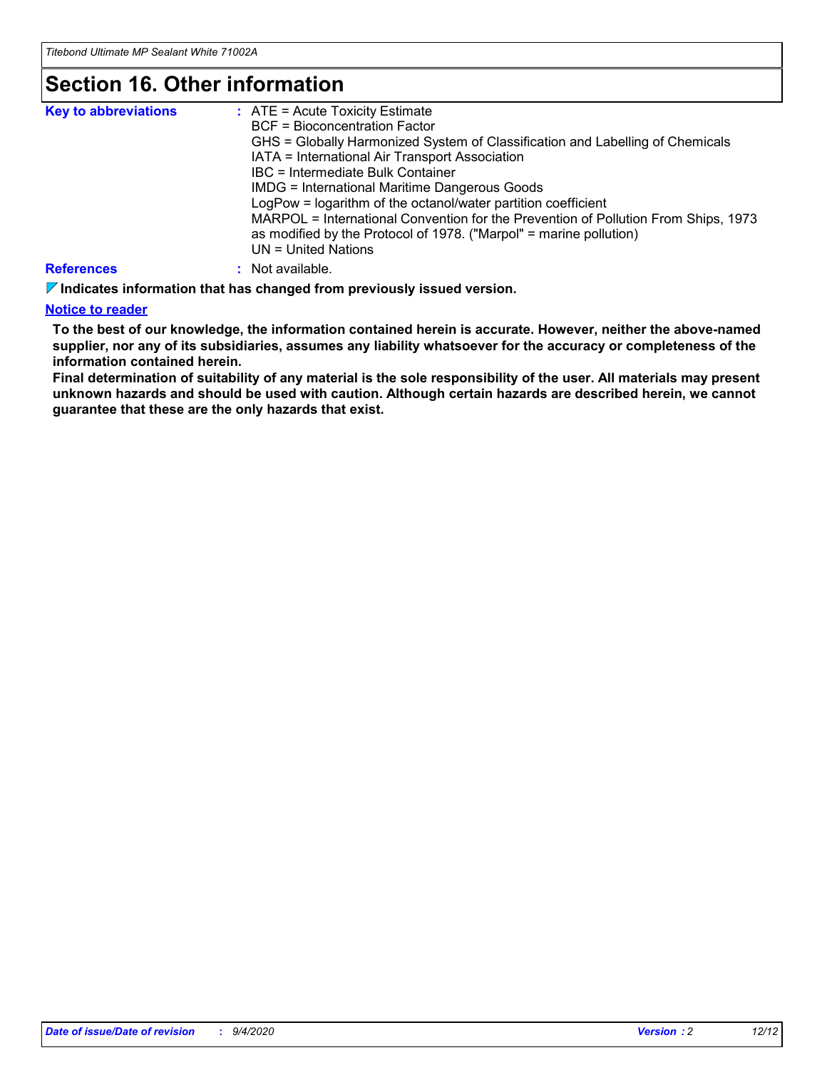# Section 16. Other information

**Key to abbreviations** : ATE = Acute Toxicity Estimate
BCF = Bioconcentration Factor
GHS = Globally Harmonized System of Classification and Labelling of Chemicals
IATA = International Air Transport Association
IBC = Intermediate Bulk Container
IMDG = International Maritime Dangerous Goods
LogPow = logarithm of the octanol/water partition coefficient
MARPOL = International Convention for the Prevention of Pollution From Ships, 1973 as modified by the Protocol of 1978. ("Marpol" = marine pollution)
UN = United Nations

**References** : Not available.

**Indicates information that has changed from previously issued version.**

**Notice to reader**

**To the best of our knowledge, the information contained herein is accurate. However, neither the above-named supplier, nor any of its subsidiaries, assumes any liability whatsoever for the accuracy or completeness of the information contained herein.**

**Final determination of suitability of any material is the sole responsibility of the user. All materials may present unknown hazards and should be used with caution. Although certain hazards are described herein, we cannot guarantee that these are the only hazards that exist.**